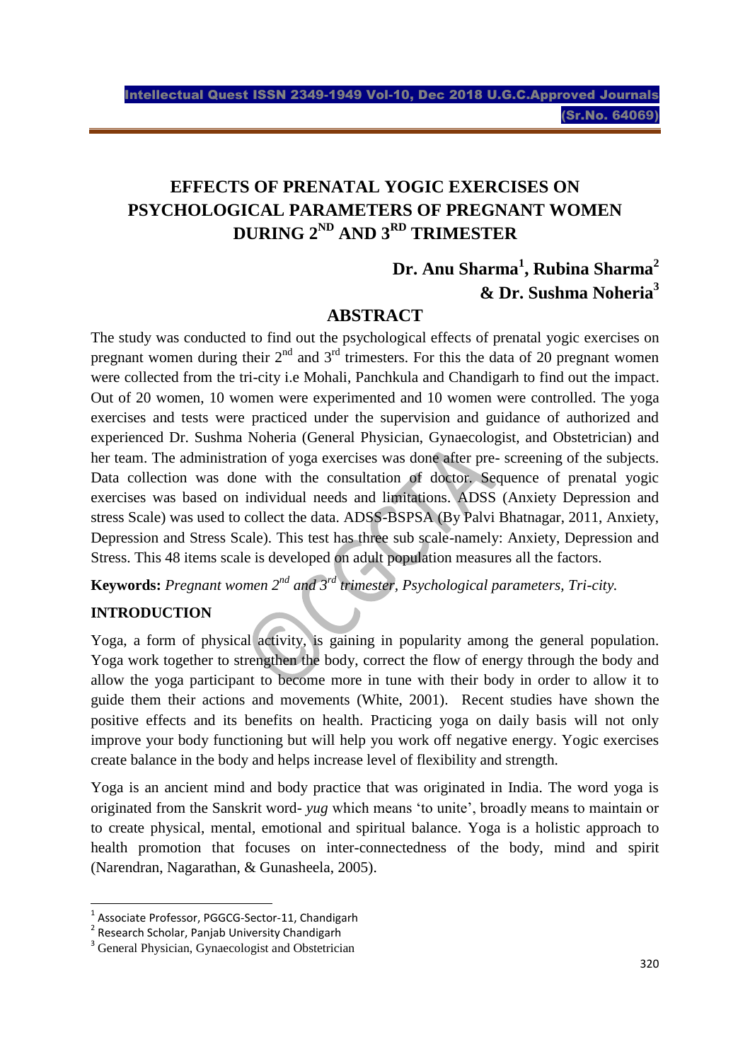# EFFECTS OF PRENATAL YOGIC EXERCISES ON PSYCHOLOGICAL PARAMETERS OF PREGNANT WOMEN DURING 2ND AND 3RD TRIMESTER

**Dr. Anu Sharma[1], Rubina Sharma[2] & Dr. Sushma Noheria[3]**

## ABSTRACT

The study was conducted to find out the psychological effects of prenatal yogic exercises on pregnant women during their 2nd and 3rd trimesters. For this the data of 20 pregnant women were collected from the tri-city i.e Mohali, Panchkula and Chandigarh to find out the impact. Out of 20 women, 10 women were experimented and 10 women were controlled. The yoga exercises and tests were practiced under the supervision and guidance of authorized and experienced Dr. Sushma Noheria (General Physician, Gynaecologist, and Obstetrician) and her team. The administration of yoga exercises was done after pre- screening of the subjects. Data collection was done with the consultation of doctor. Sequence of prenatal yogic exercises was based on individual needs and limitations. ADSS (Anxiety Depression and stress Scale) was used to collect the data. ADSS-BSPSA (By Palvi Bhatnagar, 2011, Anxiety, Depression and Stress Scale). This test has three sub scale-namely: Anxiety, Depression and Stress. This 48 items scale is developed on adult population measures all the factors.

**Keywords:** *Pregnant women 2nd and 3rd trimester, Psychological parameters, Tri-city.*

## INTRODUCTION

Yoga, a form of physical activity, is gaining in popularity among the general population. Yoga work together to strengthen the body, correct the flow of energy through the body and allow the yoga participant to become more in tune with their body in order to allow it to guide them their actions and movements (White, 2001). Recent studies have shown the positive effects and its benefits on health. Practicing yoga on daily basis will not only improve your body functioning but will help you work off negative energy. Yogic exercises create balance in the body and helps increase level of flexibility and strength.

Yoga is an ancient mind and body practice that was originated in India. The word yoga is originated from the Sanskrit word- *yug* which means 'to unite', broadly means to maintain or to create physical, mental, emotional and spiritual balance. Yoga is a holistic approach to health promotion that focuses on inter-connectedness of the body, mind and spirit (Narendran, Nagarathan, & Gunasheela, 2005).

---

[1] Associate Professor, PGGCG-Sector-11, Chandigarh

[2] Research Scholar, Panjab University Chandigarh

[3] General Physician, Gynaecologist and Obstetrician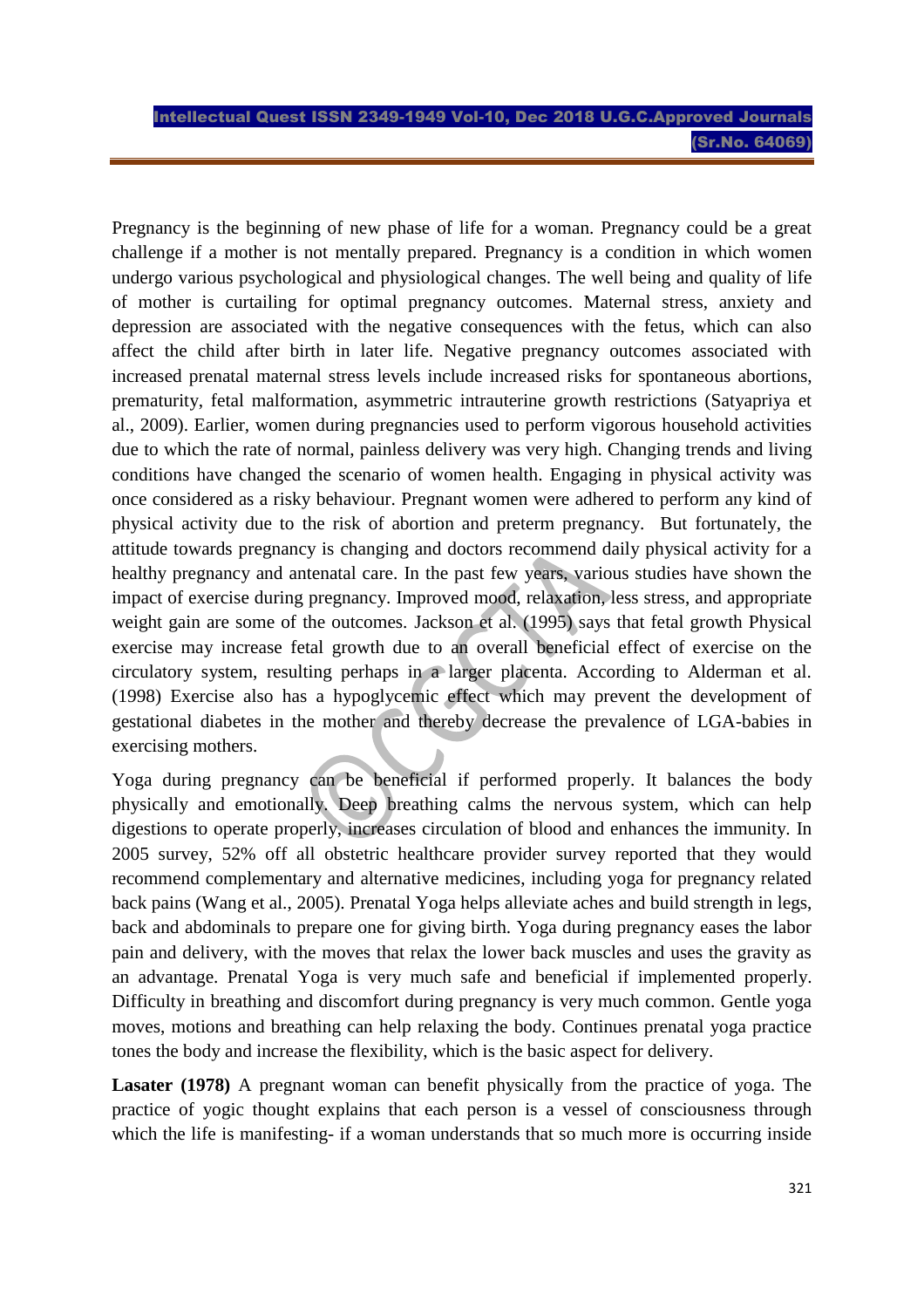Pregnancy is the beginning of new phase of life for a woman. Pregnancy could be a great challenge if a mother is not mentally prepared. Pregnancy is a condition in which women undergo various psychological and physiological changes. The well being and quality of life of mother is curtailing for optimal pregnancy outcomes. Maternal stress, anxiety and depression are associated with the negative consequences with the fetus, which can also affect the child after birth in later life. Negative pregnancy outcomes associated with increased prenatal maternal stress levels include increased risks for spontaneous abortions, prematurity, fetal malformation, asymmetric intrauterine growth restrictions (Satyapriya et al., 2009). Earlier, women during pregnancies used to perform vigorous household activities due to which the rate of normal, painless delivery was very high. Changing trends and living conditions have changed the scenario of women health. Engaging in physical activity was once considered as a risky behaviour. Pregnant women were adhered to perform any kind of physical activity due to the risk of abortion and preterm pregnancy. But fortunately, the attitude towards pregnancy is changing and doctors recommend daily physical activity for a healthy pregnancy and antenatal care. In the past few years, various studies have shown the impact of exercise during pregnancy. Improved mood, relaxation, less stress, and appropriate weight gain are some of the outcomes. Jackson et al. (1995) says that fetal growth Physical exercise may increase fetal growth due to an overall beneficial effect of exercise on the circulatory system, resulting perhaps in a larger placenta. According to Alderman et al. (1998) Exercise also has a hypoglycemic effect which may prevent the development of gestational diabetes in the mother and thereby decrease the prevalence of LGA-babies in exercising mothers.

Yoga during pregnancy can be beneficial if performed properly. It balances the body physically and emotionally. Deep breathing calms the nervous system, which can help digestions to operate properly, increases circulation of blood and enhances the immunity. In 2005 survey, 52% off all obstetric healthcare provider survey reported that they would recommend complementary and alternative medicines, including yoga for pregnancy related back pains (Wang et al., 2005). Prenatal Yoga helps alleviate aches and build strength in legs, back and abdominals to prepare one for giving birth. Yoga during pregnancy eases the labor pain and delivery, with the moves that relax the lower back muscles and uses the gravity as an advantage. Prenatal Yoga is very much safe and beneficial if implemented properly. Difficulty in breathing and discomfort during pregnancy is very much common. Gentle yoga moves, motions and breathing can help relaxing the body. Continues prenatal yoga practice tones the body and increase the flexibility, which is the basic aspect for delivery.

**Lasater (1978)** A pregnant woman can benefit physically from the practice of yoga. The practice of yogic thought explains that each person is a vessel of consciousness through which the life is manifesting- if a woman understands that so much more is occurring inside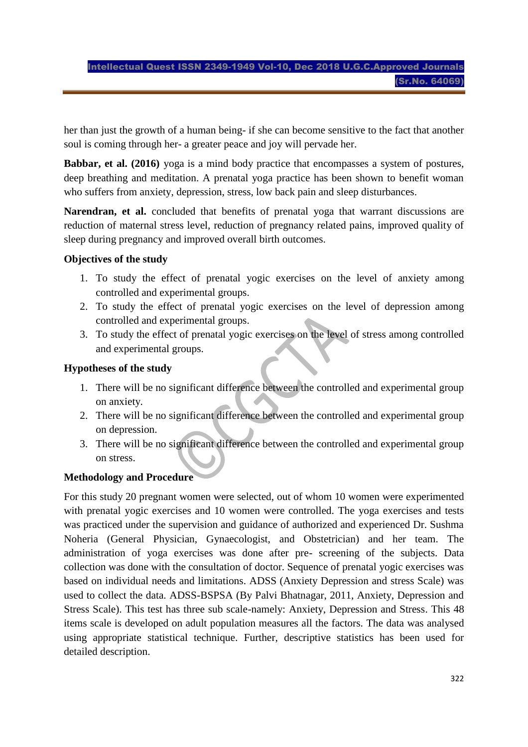her than just the growth of a human being- if she can become sensitive to the fact that another soul is coming through her- a greater peace and joy will pervade her.

**Babbar, et al. (2016)** yoga is a mind body practice that encompasses a system of postures, deep breathing and meditation. A prenatal yoga practice has been shown to benefit woman who suffers from anxiety, depression, stress, low back pain and sleep disturbances.

**Narendran, et al.** concluded that benefits of prenatal yoga that warrant discussions are reduction of maternal stress level, reduction of pregnancy related pains, improved quality of sleep during pregnancy and improved overall birth outcomes.

**Objectives of the study**

1. To study the effect of prenatal yogic exercises on the level of anxiety among controlled and experimental groups.
2. To study the effect of prenatal yogic exercises on the level of depression among controlled and experimental groups.
3. To study the effect of prenatal yogic exercises on the level of stress among controlled and experimental groups.

**Hypotheses of the study**

1. There will be no significant difference between the controlled and experimental group on anxiety.
2. There will be no significant difference between the controlled and experimental group on depression.
3. There will be no significant difference between the controlled and experimental group on stress.

**Methodology and Procedure**

For this study 20 pregnant women were selected, out of whom 10 women were experimented with prenatal yogic exercises and 10 women were controlled. The yoga exercises and tests was practiced under the supervision and guidance of authorized and experienced Dr. Sushma Noheria (General Physician, Gynaecologist, and Obstetrician) and her team. The administration of yoga exercises was done after pre- screening of the subjects. Data collection was done with the consultation of doctor. Sequence of prenatal yogic exercises was based on individual needs and limitations. ADSS (Anxiety Depression and stress Scale) was used to collect the data. ADSS-BSPSA (By Palvi Bhatnagar, 2011, Anxiety, Depression and Stress Scale). This test has three sub scale-namely: Anxiety, Depression and Stress. This 48 items scale is developed on adult population measures all the factors. The data was analysed using appropriate statistical technique. Further, descriptive statistics has been used for detailed description.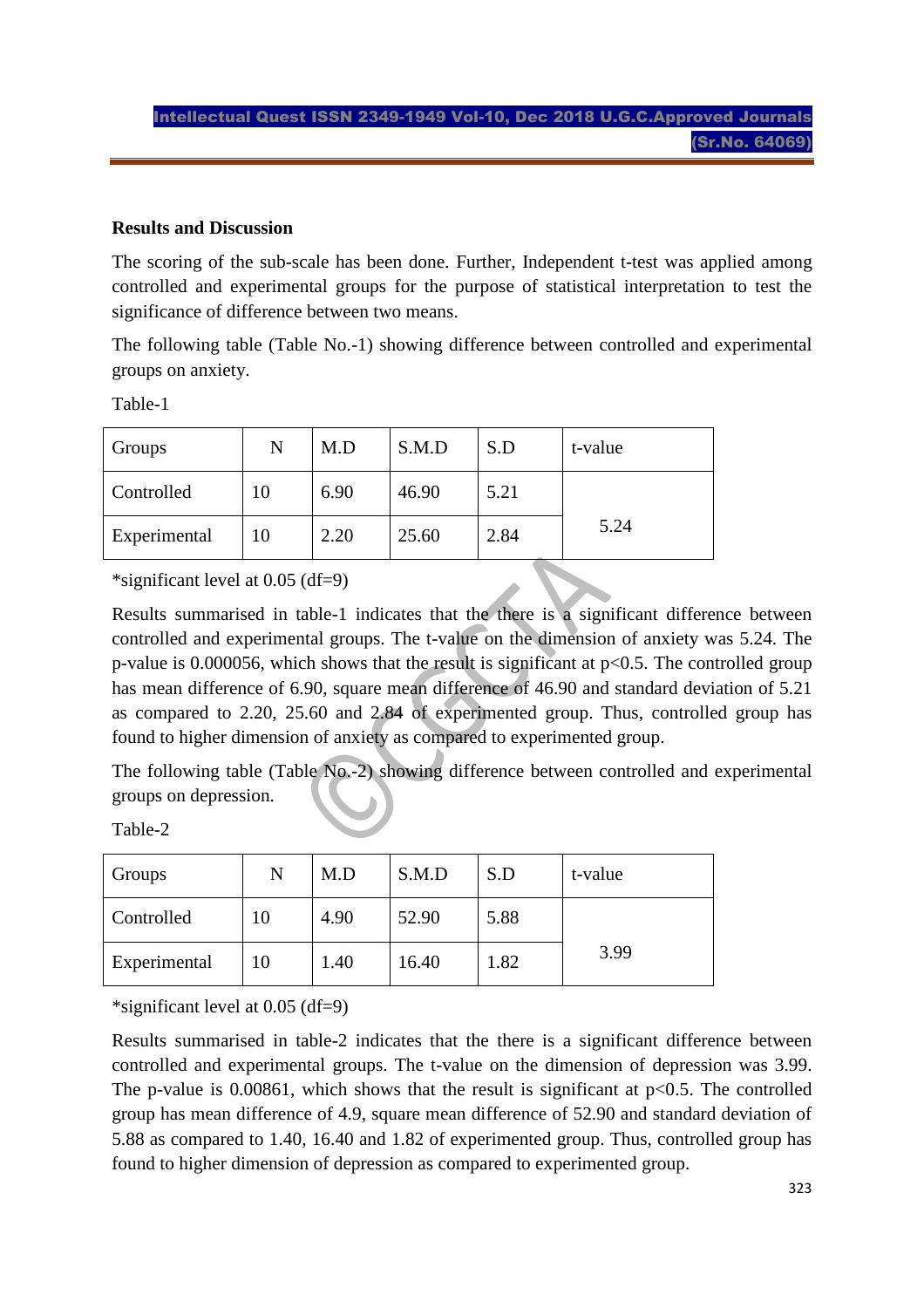## Results and Discussion

The scoring of the sub-scale has been done. Further, Independent t-test was applied among controlled and experimental groups for the purpose of statistical interpretation to test the significance of difference between two means.

The following table (Table No.-1) showing difference between controlled and experimental groups on anxiety.

Table-1

| Groups | N | M.D | S.M.D | S.D | t-value |
|---|---|---|---|---|---|
| Controlled | 10 | 6.90 | 46.90 | 5.21 | 5.24 |
| Experimental | 10 | 2.20 | 25.60 | 2.84 | |

*significant level at 0.05 (df=9)

Results summarised in table-1 indicates that the there is a significant difference between controlled and experimental groups. The t-value on the dimension of anxiety was 5.24. The p-value is 0.000056, which shows that the result is significant at $p<0.5$. The controlled group has mean difference of 6.90, square mean difference of 46.90 and standard deviation of 5.21 as compared to 2.20, 25.60 and 2.84 of experimented group. Thus, controlled group has found to higher dimension of anxiety as compared to experimented group.

The following table (Table No.-2) showing difference between controlled and experimental groups on depression.

Table-2

| Groups | N | M.D | S.M.D | S.D | t-value |
|---|---|---|---|---|---|
| Controlled | 10 | 4.90 | 52.90 | 5.88 | 3.99 |
| Experimental | 10 | 1.40 | 16.40 | 1.82 | |

*significant level at 0.05 (df=9)

Results summarised in table-2 indicates that the there is a significant difference between controlled and experimental groups. The t-value on the dimension of depression was 3.99. The p-value is 0.00861, which shows that the result is significant at $p<0.5$. The controlled group has mean difference of 4.9, square mean difference of 52.90 and standard deviation of 5.88 as compared to 1.40, 16.40 and 1.82 of experimented group. Thus, controlled group has found to higher dimension of depression as compared to experimented group.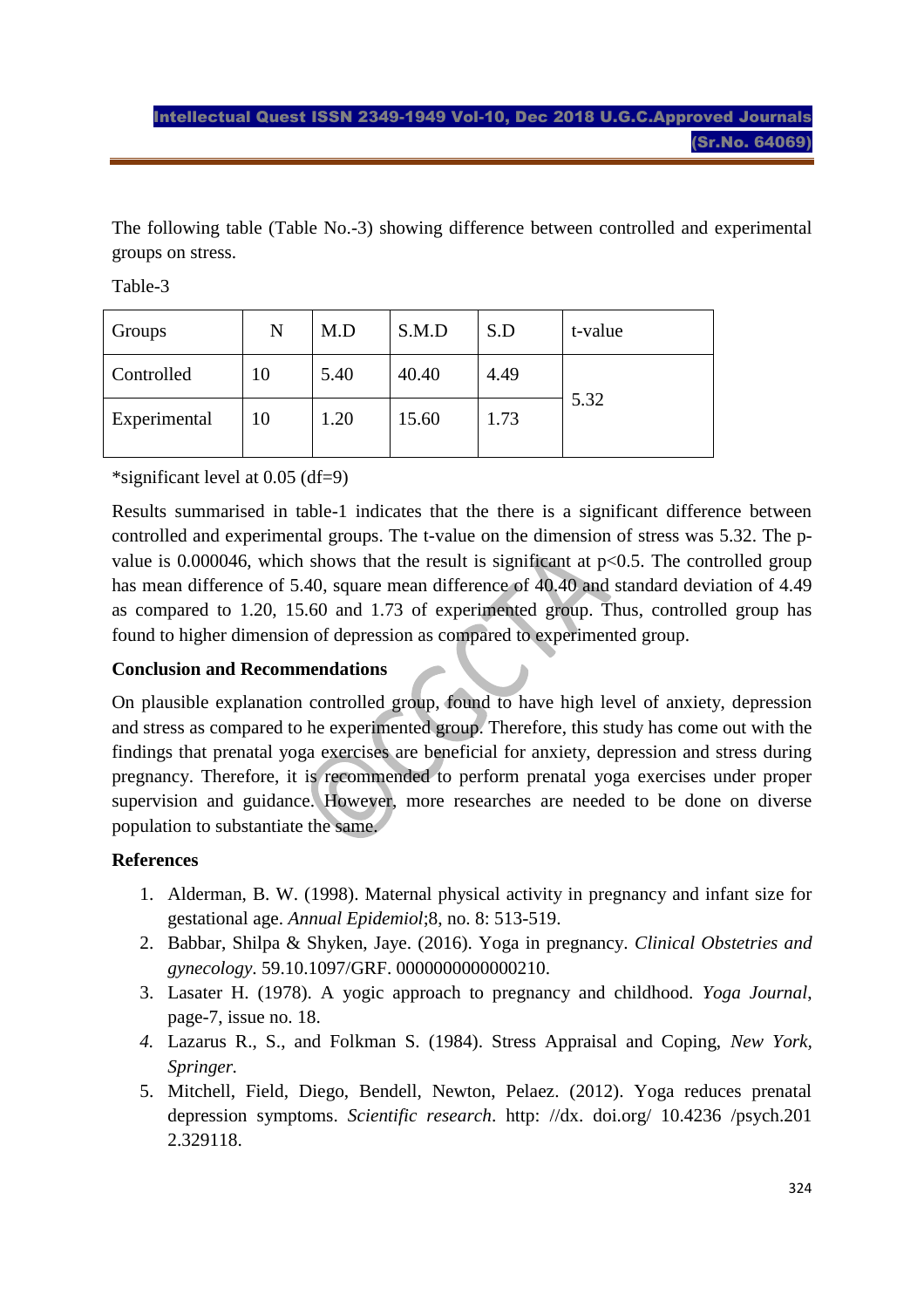The following table (Table No.-3) showing difference between controlled and experimental groups on stress.

Table-3

| Groups | N | M.D | S.M.D | S.D | t-value |
|---|---|---|---|---|---|
| Controlled | 10 | 5.40 | 40.40 | 4.49 | 5.32 |
| Experimental | 10 | 1.20 | 15.60 | 1.73 | |

*significant level at 0.05 (df=9)

Results summarised in table-1 indicates that the there is a significant difference between controlled and experimental groups. The t-value on the dimension of stress was 5.32. The p-value is 0.000046, which shows that the result is significant at p<0.5. The controlled group has mean difference of 5.40, square mean difference of 40.40 and standard deviation of 4.49 as compared to 1.20, 15.60 and 1.73 of experimented group. Thus, controlled group has found to higher dimension of depression as compared to experimented group.

**Conclusion and Recommendations**

On plausible explanation controlled group, found to have high level of anxiety, depression and stress as compared to he experimented group. Therefore, this study has come out with the findings that prenatal yoga exercises are beneficial for anxiety, depression and stress during pregnancy. Therefore, it is recommended to perform prenatal yoga exercises under proper supervision and guidance. However, more researches are needed to be done on diverse population to substantiate the same.

**References**

1. Alderman, B. W. (1998). Maternal physical activity in pregnancy and infant size for gestational age. *Annual Epidemiol*;8, no. 8: 513-519.
2. Babbar, Shilpa & Shyken, Jaye. (2016). Yoga in pregnancy. *Clinical Obstetries and gynecology*. 59.10.1097/GRF. 0000000000000210.
3. Lasater H. (1978). A yogic approach to pregnancy and childhood. *Yoga Journal*, page-7, issue no. 18.
4. Lazarus R., S., and Folkman S. (1984). Stress Appraisal and Coping, *New York, Springer.*
5. Mitchell, Field, Diego, Bendell, Newton, Pelaez. (2012). Yoga reduces prenatal depression symptoms. *Scientific research*. http: //dx. doi.org/ 10.4236 /psych.201 2.329118.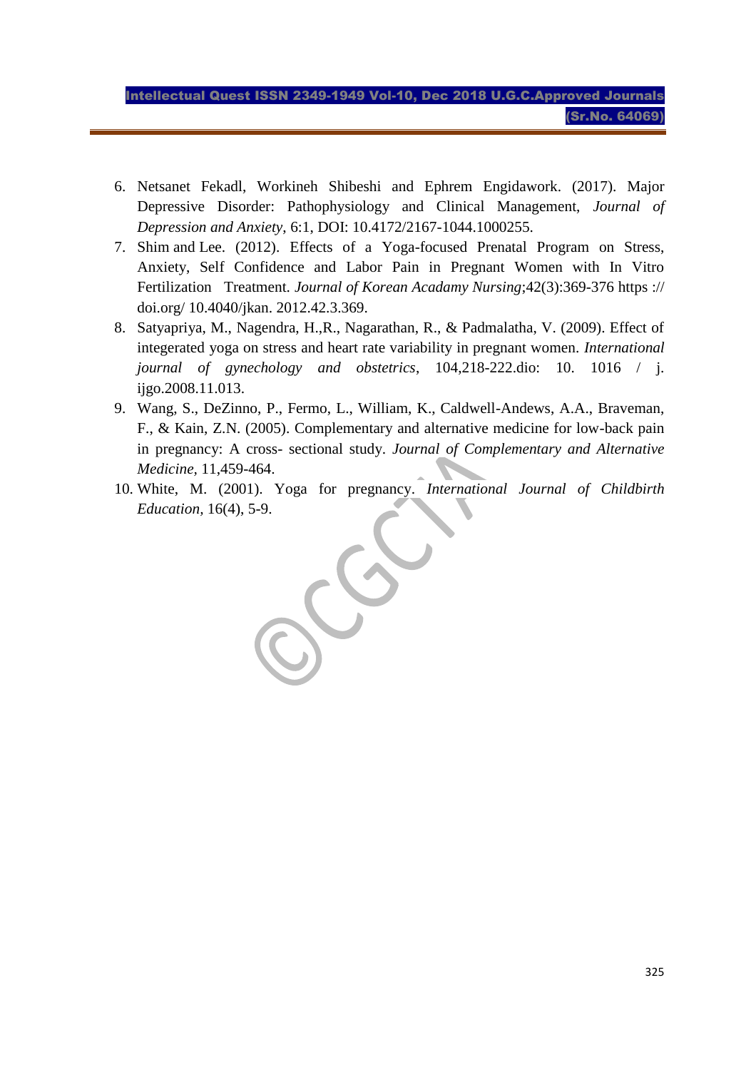6. Netsanet Fekadl, Workineh Shibeshi and Ephrem Engidawork. (2017). Major Depressive Disorder: Pathophysiology and Clinical Management, *Journal of Depression and Anxiety*, 6:1, DOI: 10.4172/2167-1044.1000255.
7. Shim and Lee. (2012). Effects of a Yoga-focused Prenatal Program on Stress, Anxiety, Self Confidence and Labor Pain in Pregnant Women with In Vitro Fertilization Treatment. *Journal of Korean Acadamy Nursing*;42(3):369-376 https :// doi.org/ 10.4040/jkan. 2012.42.3.369.
8. Satyapriya, M., Nagendra, H.,R., Nagarathan, R., & Padmalatha, V. (2009). Effect of integerated yoga on stress and heart rate variability in pregnant women. *International journal of gynechology and obstetrics*, 104,218-222.dio: 10. 1016 / j. ijgo.2008.11.013.
9. Wang, S., DeZinno, P., Fermo, L., William, K., Caldwell-Andews, A.A., Braveman, F., & Kain, Z.N. (2005). Complementary and alternative medicine for low-back pain in pregnancy: A cross- sectional study. *Journal of Complementary and Alternative Medicine,* 11,459-464.
10. White, M. (2001). Yoga for pregnancy. *International Journal of Childbirth Education,* 16(4), 5-9.